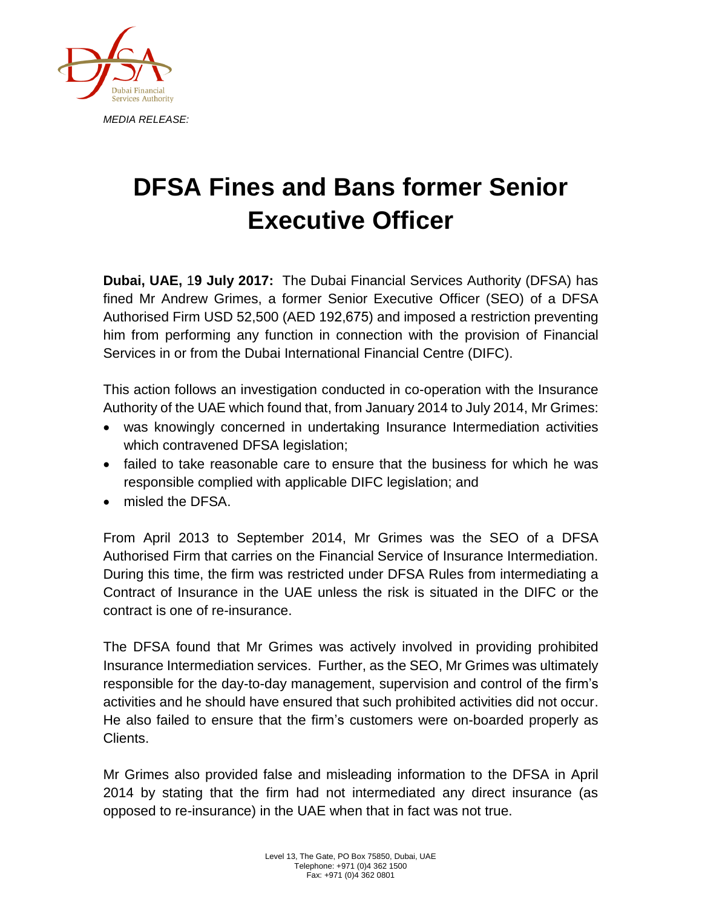*MEDIA RELEASE:*

# DFSA Fines and Bans former Senior Executive Officer

**Dubai, UAE, 19 July 2017:** The Dubai Financial Services Authority (DFSA) has fined Mr Andrew Grimes, a former Senior Executive Officer (SEO) of a DFSA Authorised Firm USD 52,500 (AED 192,675) and imposed a restriction preventing him from performing any function in connection with the provision of Financial Services in or from the Dubai International Financial Centre (DIFC).

This action follows an investigation conducted in co-operation with the Insurance Authority of the UAE which found that, from January 2014 to July 2014, Mr Grimes:

- was knowingly concerned in undertaking Insurance Intermediation activities which contravened DFSA legislation;
- failed to take reasonable care to ensure that the business for which he was responsible complied with applicable DIFC legislation; and
- misled the DFSA.

From April 2013 to September 2014, Mr Grimes was the SEO of a DFSA Authorised Firm that carries on the Financial Service of Insurance Intermediation. During this time, the firm was restricted under DFSA Rules from intermediating a Contract of Insurance in the UAE unless the risk is situated in the DIFC or the contract is one of re-insurance.

The DFSA found that Mr Grimes was actively involved in providing prohibited Insurance Intermediation services. Further, as the SEO, Mr Grimes was ultimately responsible for the day-to-day management, supervision and control of the firm's activities and he should have ensured that such prohibited activities did not occur. He also failed to ensure that the firm's customers were on-boarded properly as Clients.

Mr Grimes also provided false and misleading information to the DFSA in April 2014 by stating that the firm had not intermediated any direct insurance (as opposed to re-insurance) in the UAE when that in fact was not true.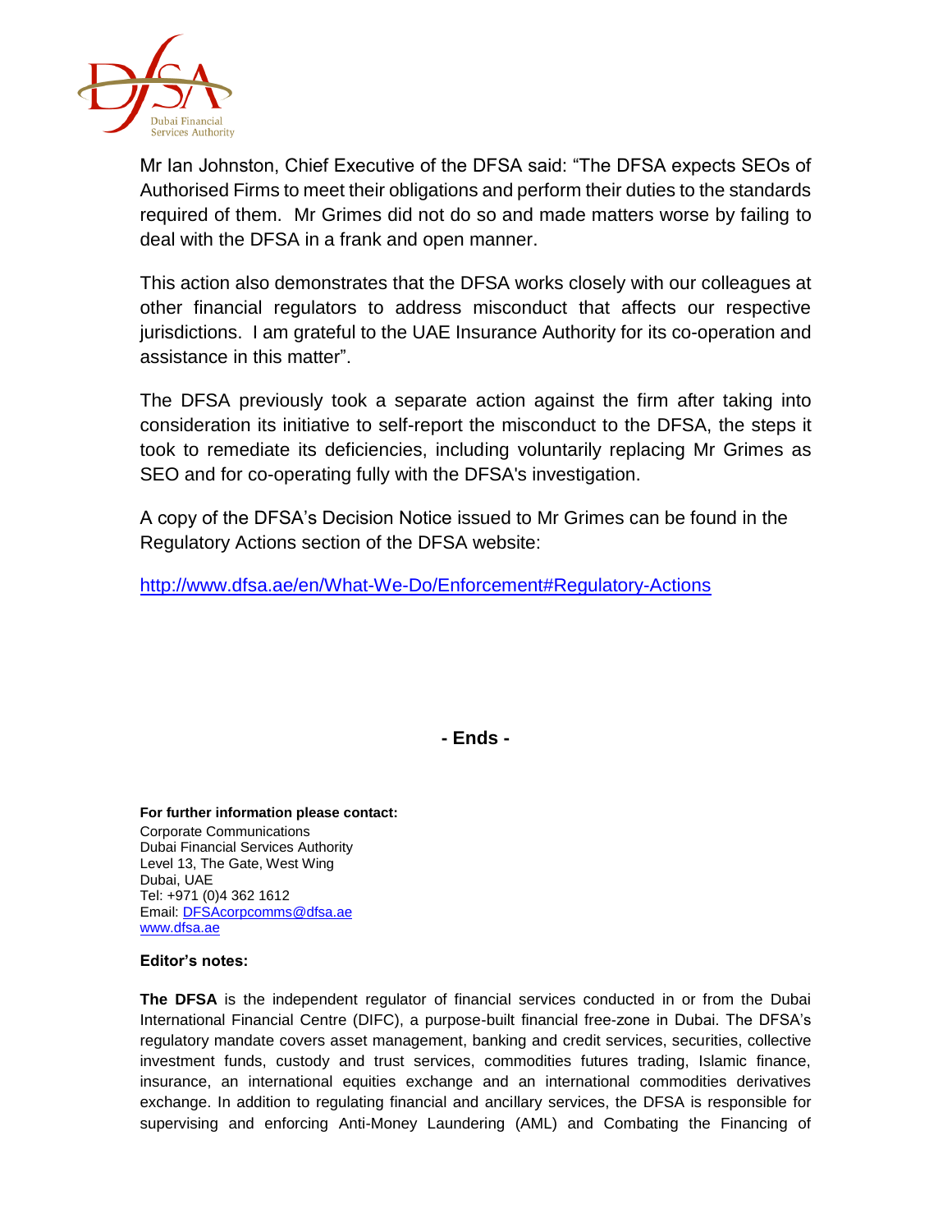Mr Ian Johnston, Chief Executive of the DFSA said: "The DFSA expects SEOs of Authorised Firms to meet their obligations and perform their duties to the standards required of them. Mr Grimes did not do so and made matters worse by failing to deal with the DFSA in a frank and open manner.

This action also demonstrates that the DFSA works closely with our colleagues at other financial regulators to address misconduct that affects our respective jurisdictions. I am grateful to the UAE Insurance Authority for its co-operation and assistance in this matter".

The DFSA previously took a separate action against the firm after taking into consideration its initiative to self-report the misconduct to the DFSA, the steps it took to remediate its deficiencies, including voluntarily replacing Mr Grimes as SEO and for co-operating fully with the DFSA's investigation.

A copy of the DFSA's Decision Notice issued to Mr Grimes can be found in the Regulatory Actions section of the DFSA website:

http://www.dfsa.ae/en/What-We-Do/Enforcement#Regulatory-Actions

**- Ends -**

**For further information please contact:**
Corporate Communications
Dubai Financial Services Authority
Level 13, The Gate, West Wing
Dubai, UAE
Tel: +971 (0)4 362 1612
Email: DFSAcorpcomms@dfsa.ae
www.dfsa.ae

**Editor's notes:**

**The DFSA** is the independent regulator of financial services conducted in or from the Dubai International Financial Centre (DIFC), a purpose-built financial free-zone in Dubai. The DFSA's regulatory mandate covers asset management, banking and credit services, securities, collective investment funds, custody and trust services, commodities futures trading, Islamic finance, insurance, an international equities exchange and an international commodities derivatives exchange. In addition to regulating financial and ancillary services, the DFSA is responsible for supervising and enforcing Anti-Money Laundering (AML) and Combating the Financing of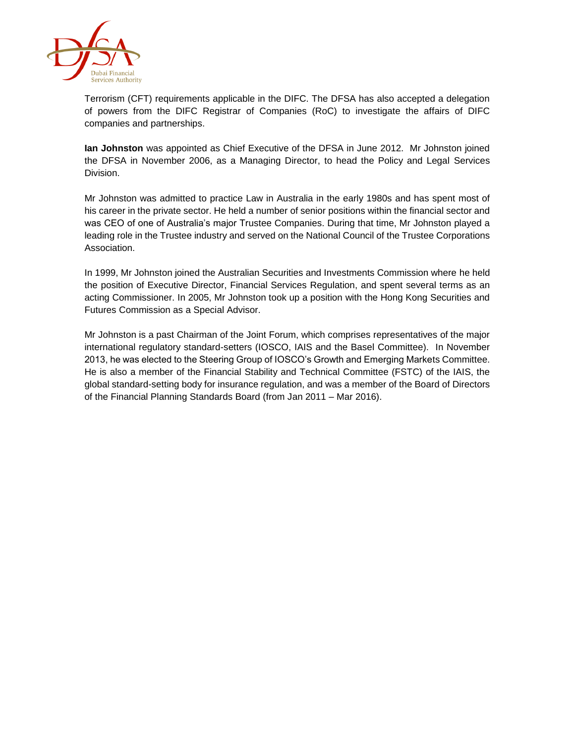Terrorism (CFT) requirements applicable in the DIFC. The DFSA has also accepted a delegation of powers from the DIFC Registrar of Companies (RoC) to investigate the affairs of DIFC companies and partnerships.

**Ian Johnston** was appointed as Chief Executive of the DFSA in June 2012. Mr Johnston joined the DFSA in November 2006, as a Managing Director, to head the Policy and Legal Services Division.

Mr Johnston was admitted to practice Law in Australia in the early 1980s and has spent most of his career in the private sector. He held a number of senior positions within the financial sector and was CEO of one of Australia's major Trustee Companies. During that time, Mr Johnston played a leading role in the Trustee industry and served on the National Council of the Trustee Corporations Association.

In 1999, Mr Johnston joined the Australian Securities and Investments Commission where he held the position of Executive Director, Financial Services Regulation, and spent several terms as an acting Commissioner. In 2005, Mr Johnston took up a position with the Hong Kong Securities and Futures Commission as a Special Advisor.

Mr Johnston is a past Chairman of the Joint Forum, which comprises representatives of the major international regulatory standard-setters (IOSCO, IAIS and the Basel Committee). In November 2013, he was elected to the Steering Group of IOSCO's Growth and Emerging Markets Committee. He is also a member of the Financial Stability and Technical Committee (FSTC) of the IAIS, the global standard-setting body for insurance regulation, and was a member of the Board of Directors of the Financial Planning Standards Board (from Jan 2011 – Mar 2016).